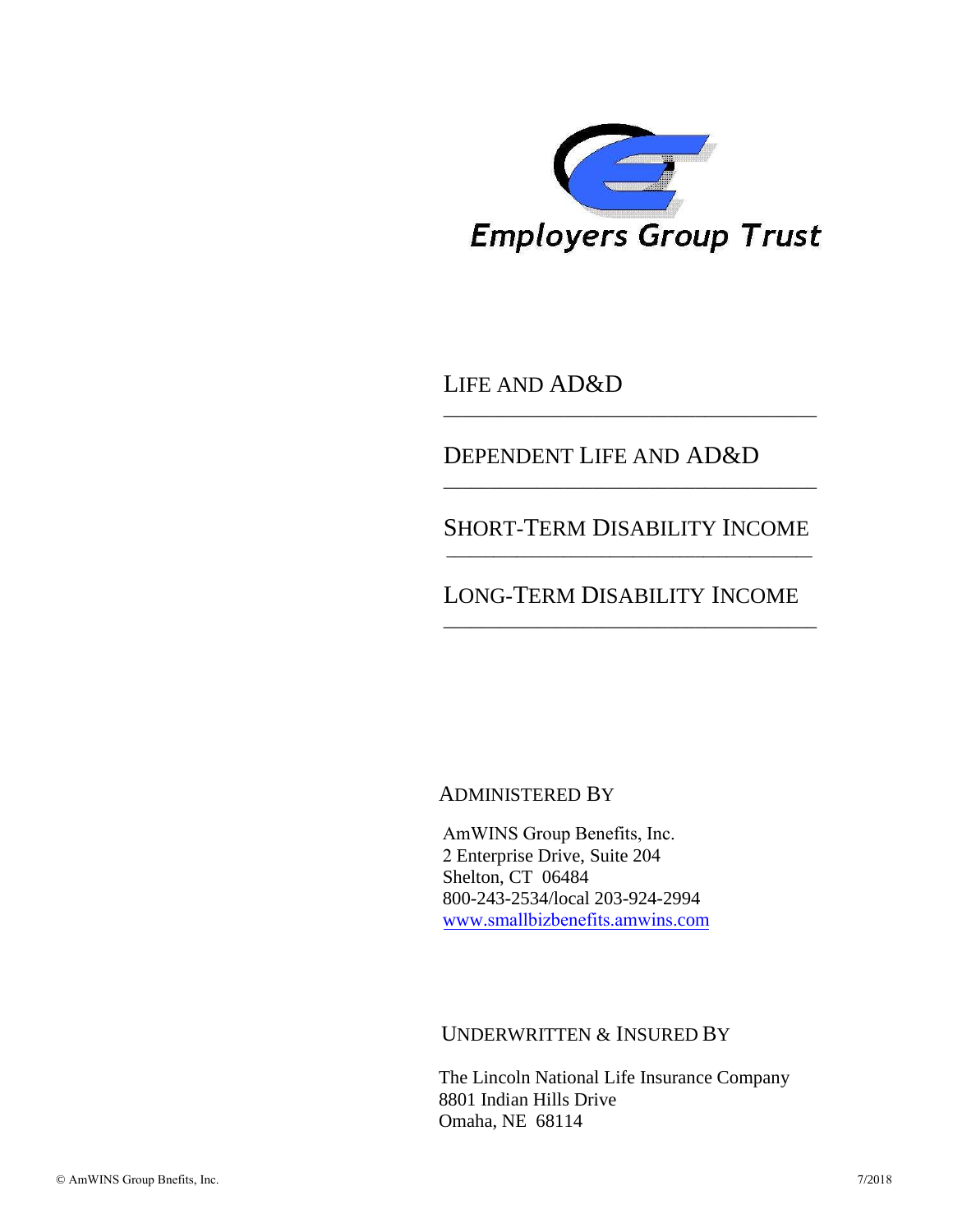# Employers Group Trust

## LIFE AND AD&D

## DEPENDENT LIFE AND AD&D

## SHORT-TERM DISABILITY INCOME

## LONG-TERM DISABILITY INCOME

ADMINISTERED BY

AmWINS Group Benefits, Inc.
2 Enterprise Drive, Suite 204
Shelton, CT 06484
800-243-2534/local 203-924-2994
www.smallbizbenefits.amwins.com

UNDERWRITTEN & INSURED BY

The Lincoln National Life Insurance Company
8801 Indian Hills Drive
Omaha, NE 68114

© AmWINS Group Bnefits, Inc. 7/2018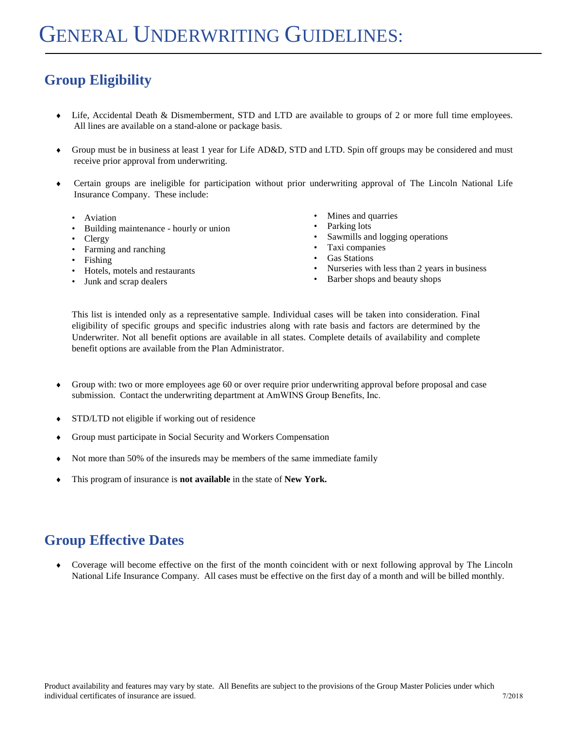# GENERAL UNDERWRITING GUIDELINES:

## Group Eligibility

- Life, Accidental Death & Dismemberment, STD and LTD are available to groups of 2 or more full time employees. All lines are available on a stand-alone or package basis.

- Group must be in business at least 1 year for Life AD&D, STD and LTD. Spin off groups may be considered and must receive prior approval from underwriting.

- Certain groups are ineligible for participation without prior underwriting approval of The Lincoln National Life Insurance Company. These include:

  - Aviation
  - Building maintenance - hourly or union
  - Clergy
  - Farming and ranching
  - Fishing
  - Hotels, motels and restaurants
  - Junk and scrap dealers
  - Mines and quarries
  - Parking lots
  - Sawmills and logging operations
  - Taxi companies
  - Gas Stations
  - Nurseries with less than 2 years in business
  - Barber shops and beauty shops

  This list is intended only as a representative sample. Individual cases will be taken into consideration. Final eligibility of specific groups and specific industries along with rate basis and factors are determined by the Underwriter. Not all benefit options are available in all states. Complete details of availability and complete benefit options are available from the Plan Administrator.

- Group with: two or more employees age 60 or over require prior underwriting approval before proposal and case submission. Contact the underwriting department at AmWINS Group Benefits, Inc.

- STD/LTD not eligible if working out of residence

- Group must participate in Social Security and Workers Compensation

- Not more than 50% of the insureds may be members of the same immediate family

- This program of insurance is **not available** in the state of **New York.**

## Group Effective Dates

- Coverage will become effective on the first of the month coincident with or next following approval by The Lincoln National Life Insurance Company. All cases must be effective on the first day of a month and will be billed monthly.

Product availability and features may vary by state. All Benefits are subject to the provisions of the Group Master Policies under which individual certificates of insurance are issued. 7/2018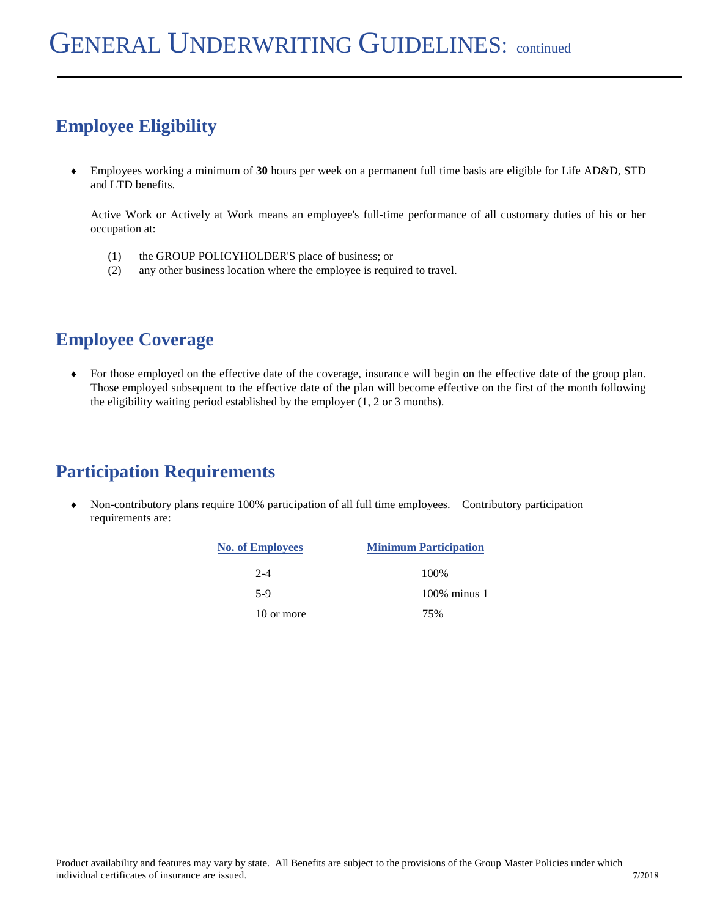# General Underwriting Guidelines: continued

## Employee Eligibility

- Employees working a minimum of **30** hours per week on a permanent full time basis are eligible for Life AD&D, STD and LTD benefits.

  Active Work or Actively at Work means an employee's full-time performance of all customary duties of his or her occupation at:

  (1) the GROUP POLICYHOLDER'S place of business; or
  (2) any other business location where the employee is required to travel.

## Employee Coverage

- For those employed on the effective date of the coverage, insurance will begin on the effective date of the group plan. Those employed subsequent to the effective date of the plan will become effective on the first of the month following the eligibility waiting period established by the employer (1, 2 or 3 months).

## Participation Requirements

- Non-contributory plans require 100% participation of all full time employees. Contributory participation requirements are:

| No. of Employees | Minimum Participation |
|---|---|
| 2-4 | 100% |
| 5-9 | 100% minus 1 |
| 10 or more | 75% |

Product availability and features may vary by state. All Benefits are subject to the provisions of the Group Master Policies under which individual certificates of insurance are issued. 7/2018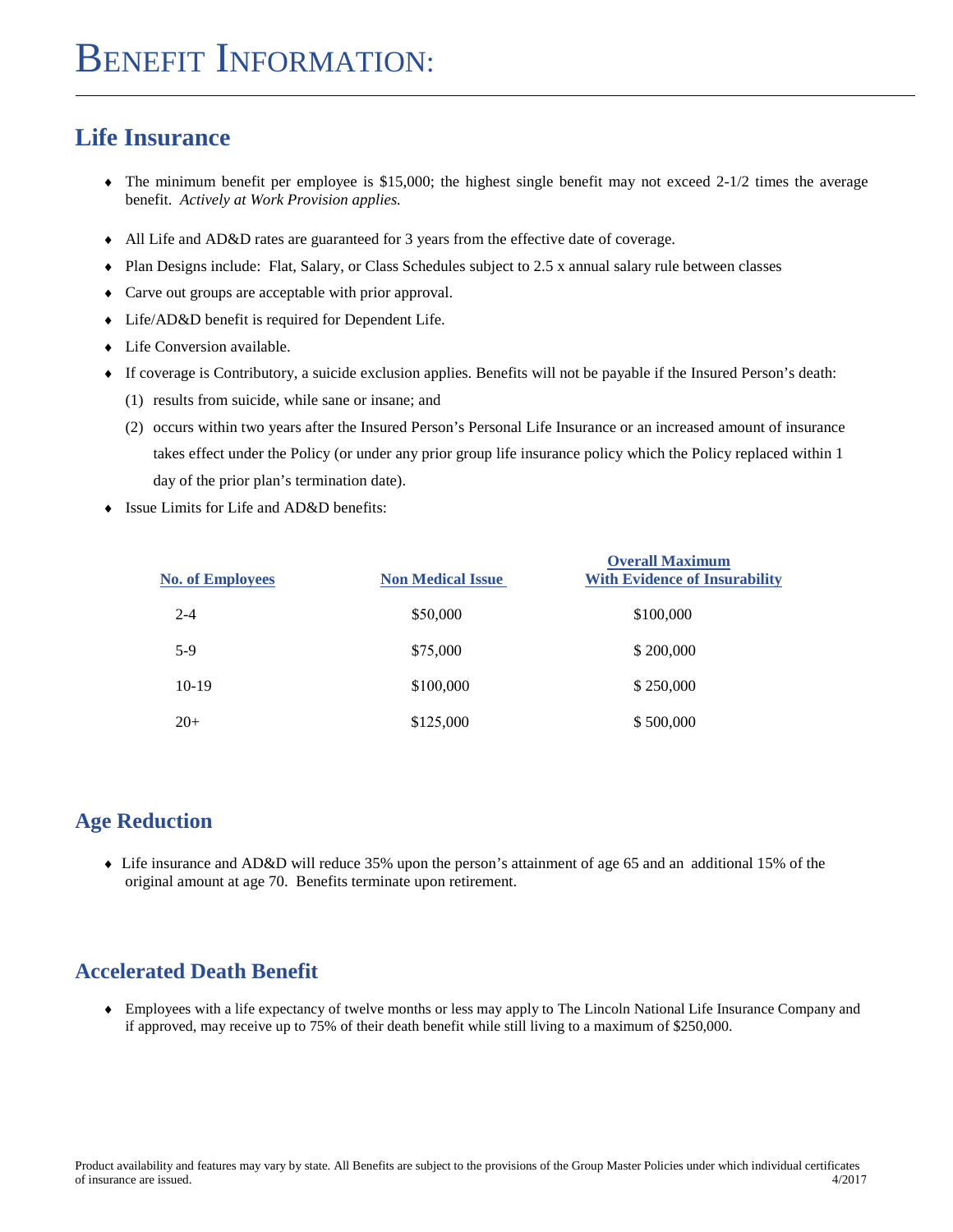# Benefit Information:

## Life Insurance

- The minimum benefit per employee is $15,000; the highest single benefit may not exceed 2-1/2 times the average benefit. *Actively at Work Provision applies.*
- All Life and AD&D rates are guaranteed for 3 years from the effective date of coverage.
- Plan Designs include: Flat, Salary, or Class Schedules subject to 2.5 x annual salary rule between classes
- Carve out groups are acceptable with prior approval.
- Life/AD&D benefit is required for Dependent Life.
- Life Conversion available.
- If coverage is Contributory, a suicide exclusion applies. Benefits will not be payable if the Insured Person's death:
  (1) results from suicide, while sane or insane; and
  (2) occurs within two years after the Insured Person's Personal Life Insurance or an increased amount of insurance takes effect under the Policy (or under any prior group life insurance policy which the Policy replaced within 1 day of the prior plan's termination date).
- Issue Limits for Life and AD&D benefits:

| No. of Employees | Non Medical Issue | Overall Maximum With Evidence of Insurability |
|---|---|---|
| 2-4 | $50,000 | $100,000 |
| 5-9 | $75,000 | $ 200,000 |
| 10-19 | $100,000 | $ 250,000 |
| 20+ | $125,000 | $ 500,000 |

## Age Reduction

- Life insurance and AD&D will reduce 35% upon the person's attainment of age 65 and an additional 15% of the original amount at age 70. Benefits terminate upon retirement.

## Accelerated Death Benefit

- Employees with a life expectancy of twelve months or less may apply to The Lincoln National Life Insurance Company and if approved, may receive up to 75% of their death benefit while still living to a maximum of $250,000.

Product availability and features may vary by state. All Benefits are subject to the provisions of the Group Master Policies under which individual certificates of insurance are issued. 4/2017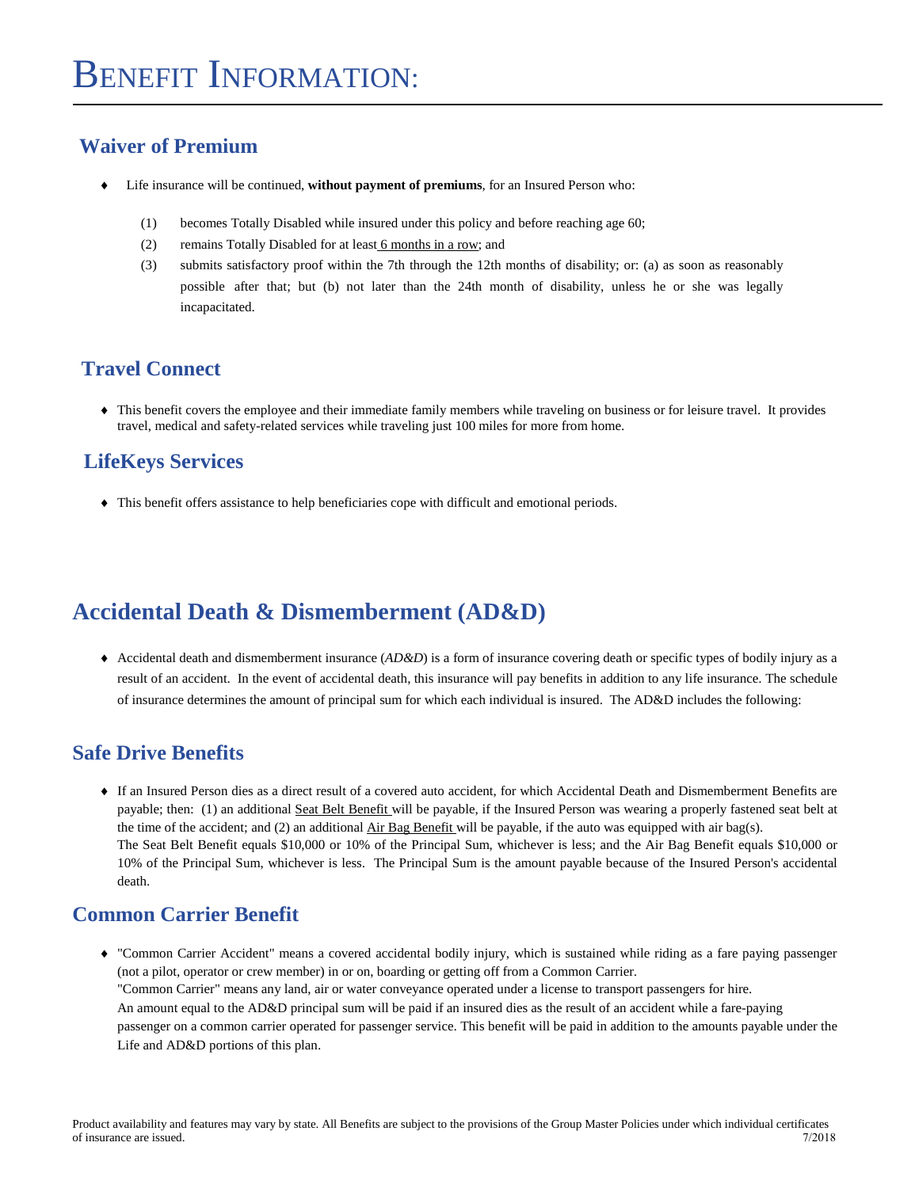# BENEFIT INFORMATION:

## Waiver of Premium

- Life insurance will be continued, **without payment of premiums**, for an Insured Person who:

  (1) becomes Totally Disabled while insured under this policy and before reaching age 60;

  (2) remains Totally Disabled for at least 6 months in a row; and

  (3) submits satisfactory proof within the 7th through the 12th months of disability; or: (a) as soon as reasonably possible after that; but (b) not later than the 24th month of disability, unless he or she was legally incapacitated.

## Travel Connect

- This benefit covers the employee and their immediate family members while traveling on business or for leisure travel. It provides travel, medical and safety-related services while traveling just 100 miles for more from home.

## LifeKeys Services

- This benefit offers assistance to help beneficiaries cope with difficult and emotional periods.

## Accidental Death & Dismemberment (AD&D)

- Accidental death and dismemberment insurance (*AD&D*) is a form of insurance covering death or specific types of bodily injury as a result of an accident. In the event of accidental death, this insurance will pay benefits in addition to any life insurance. The schedule of insurance determines the amount of principal sum for which each individual is insured. The AD&D includes the following:

## Safe Drive Benefits

- If an Insured Person dies as a direct result of a covered auto accident, for which Accidental Death and Dismemberment Benefits are payable; then: (1) an additional Seat Belt Benefit will be payable, if the Insured Person was wearing a properly fastened seat belt at the time of the accident; and (2) an additional Air Bag Benefit will be payable, if the auto was equipped with air bag(s).
  The Seat Belt Benefit equals $10,000 or 10% of the Principal Sum, whichever is less; and the Air Bag Benefit equals $10,000 or 10% of the Principal Sum, whichever is less. The Principal Sum is the amount payable because of the Insured Person's accidental death.

## Common Carrier Benefit

- "Common Carrier Accident" means a covered accidental bodily injury, which is sustained while riding as a fare paying passenger (not a pilot, operator or crew member) in or on, boarding or getting off from a Common Carrier.
  "Common Carrier" means any land, air or water conveyance operated under a license to transport passengers for hire.
  An amount equal to the AD&D principal sum will be paid if an insured dies as the result of an accident while a fare-paying passenger on a common carrier operated for passenger service. This benefit will be paid in addition to the amounts payable under the Life and AD&D portions of this plan.

Product availability and features may vary by state. All Benefits are subject to the provisions of the Group Master Policies under which individual certificates of insurance are issued. 7/2018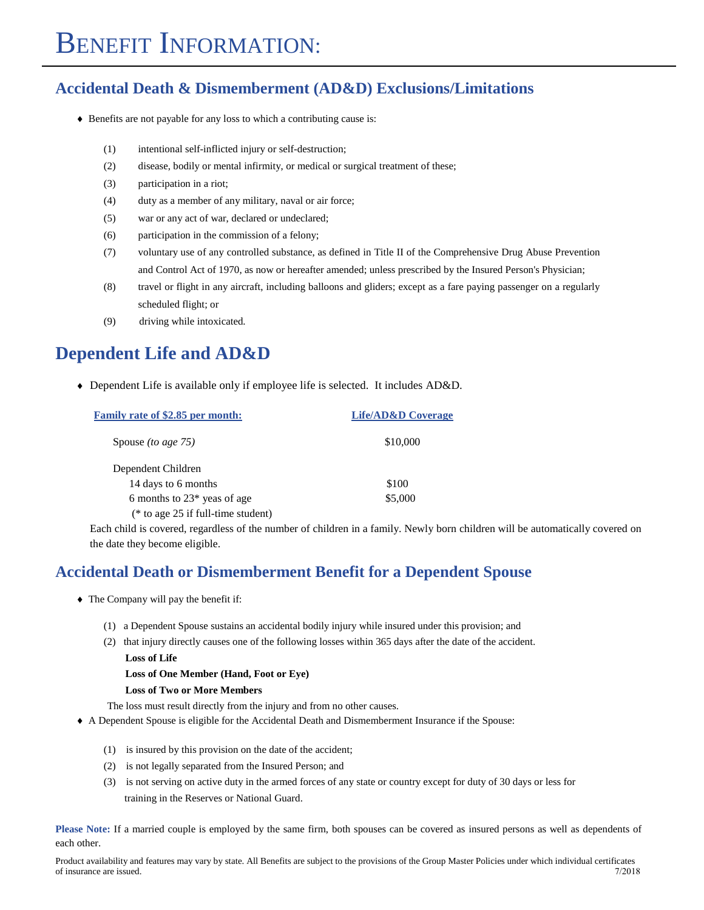# Benefit Information:

## Accidental Death & Dismemberment (AD&D) Exclusions/Limitations

- Benefits are not payable for any loss to which a contributing cause is:

  (1) intentional self-inflicted injury or self-destruction;

  (2) disease, bodily or mental infirmity, or medical or surgical treatment of these;

  (3) participation in a riot;

  (4) duty as a member of any military, naval or air force;

  (5) war or any act of war, declared or undeclared;

  (6) participation in the commission of a felony;

  (7) voluntary use of any controlled substance, as defined in Title II of the Comprehensive Drug Abuse Prevention and Control Act of 1970, as now or hereafter amended; unless prescribed by the Insured Person's Physician;

  (8) travel or flight in any aircraft, including balloons and gliders; except as a fare paying passenger on a regularly scheduled flight; or

  (9) driving while intoxicated.

## Dependent Life and AD&D

- Dependent Life is available only if employee life is selected. It includes AD&D.

| Family rate of $2.85 per month: | Life/AD&D Coverage |
|---|---|
| Spouse *(to age 75)* | $10,000 |
| Dependent Children | |
| 14 days to 6 months | $100 |
| 6 months to 23* yeas of age | $5,000 |
| (* to age 25 if full-time student) | |

Each child is covered, regardless of the number of children in a family. Newly born children will be automatically covered on the date they become eligible.

## Accidental Death or Dismemberment Benefit for a Dependent Spouse

- The Company will pay the benefit if:

  (1) a Dependent Spouse sustains an accidental bodily injury while insured under this provision; and

  (2) that injury directly causes one of the following losses within 365 days after the date of the accident.

  **Loss of Life**

  **Loss of One Member (Hand, Foot or Eye)**

  **Loss of Two or More Members**

  The loss must result directly from the injury and from no other causes.

- A Dependent Spouse is eligible for the Accidental Death and Dismemberment Insurance if the Spouse:

  (1) is insured by this provision on the date of the accident;

  (2) is not legally separated from the Insured Person; and

  (3) is not serving on active duty in the armed forces of any state or country except for duty of 30 days or less for training in the Reserves or National Guard.

**Please Note:** If a married couple is employed by the same firm, both spouses can be covered as insured persons as well as dependents of each other.

Product availability and features may vary by state. All Benefits are subject to the provisions of the Group Master Policies under which individual certificates of insurance are issued. 7/2018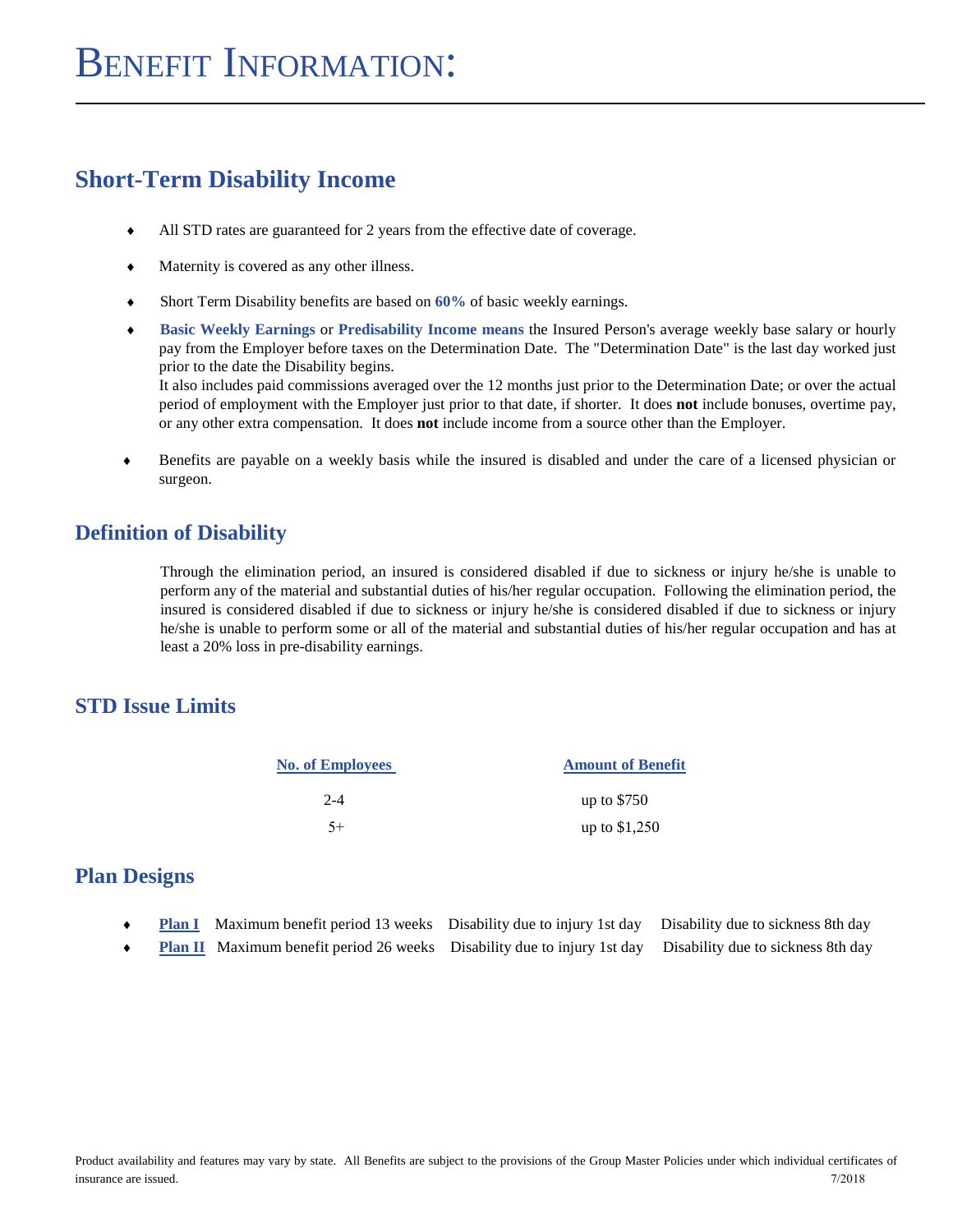# Benefit Information:

## Short-Term Disability Income

- All STD rates are guaranteed for 2 years from the effective date of coverage.
- Maternity is covered as any other illness.
- Short Term Disability benefits are based on **60%** of basic weekly earnings.
- **Basic Weekly Earnings** or **Predisability Income means** the Insured Person's average weekly base salary or hourly pay from the Employer before taxes on the Determination Date. The "Determination Date" is the last day worked just prior to the date the Disability begins.
  It also includes paid commissions averaged over the 12 months just prior to the Determination Date; or over the actual period of employment with the Employer just prior to that date, if shorter. It does **not** include bonuses, overtime pay, or any other extra compensation. It does **not** include income from a source other than the Employer.
- Benefits are payable on a weekly basis while the insured is disabled and under the care of a licensed physician or surgeon.

## Definition of Disability

Through the elimination period, an insured is considered disabled if due to sickness or injury he/she is unable to perform any of the material and substantial duties of his/her regular occupation. Following the elimination period, the insured is considered disabled if due to sickness or injury he/she is considered disabled if due to sickness or injury he/she is unable to perform some or all of the material and substantial duties of his/her regular occupation and has at least a 20% loss in pre-disability earnings.

## STD Issue Limits

| No. of Employees | Amount of Benefit |
|---|---|
| 2-4 | up to $750 |
| 5+ | up to $1,250 |

## Plan Designs

- **Plan I** Maximum benefit period 13 weeks Disability due to injury 1st day Disability due to sickness 8th day
- **Plan II** Maximum benefit period 26 weeks Disability due to injury 1st day Disability due to sickness 8th day

Product availability and features may vary by state. All Benefits are subject to the provisions of the Group Master Policies under which individual certificates of insurance are issued.

7/2018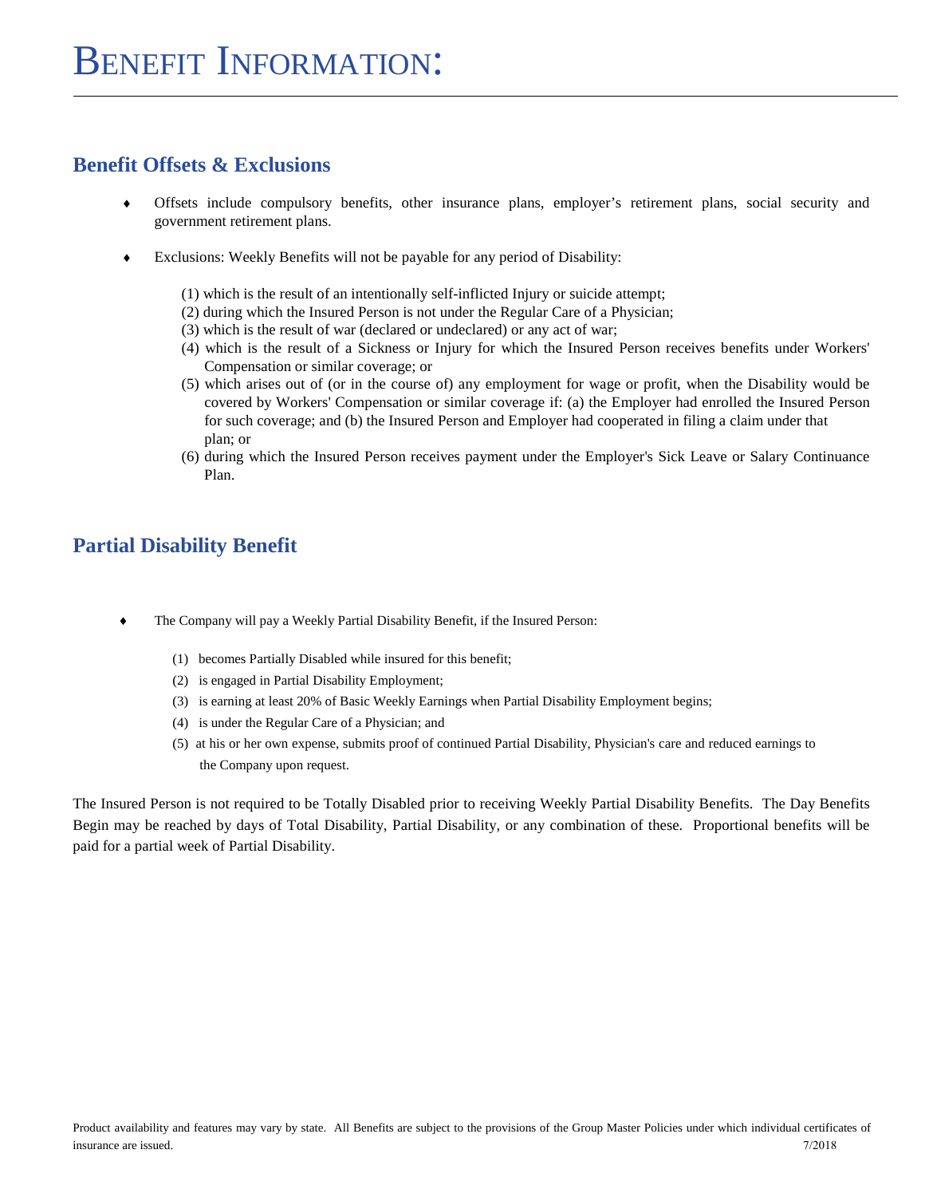# BENEFIT INFORMATION:

## Benefit Offsets & Exclusions

- Offsets include compulsory benefits, other insurance plans, employer's retirement plans, social security and government retirement plans.
- Exclusions: Weekly Benefits will not be payable for any period of Disability:

  (1) which is the result of an intentionally self-inflicted Injury or suicide attempt;
  (2) during which the Insured Person is not under the Regular Care of a Physician;
  (3) which is the result of war (declared or undeclared) or any act of war;
  (4) which is the result of a Sickness or Injury for which the Insured Person receives benefits under Workers' Compensation or similar coverage; or
  (5) which arises out of (or in the course of) any employment for wage or profit, when the Disability would be covered by Workers' Compensation or similar coverage if: (a) the Employer had enrolled the Insured Person for such coverage; and (b) the Insured Person and Employer had cooperated in filing a claim under that plan; or
  (6) during which the Insured Person receives payment under the Employer's Sick Leave or Salary Continuance Plan.

## Partial Disability Benefit

- The Company will pay a Weekly Partial Disability Benefit, if the Insured Person:

  (1) becomes Partially Disabled while insured for this benefit;
  (2) is engaged in Partial Disability Employment;
  (3) is earning at least 20% of Basic Weekly Earnings when Partial Disability Employment begins;
  (4) is under the Regular Care of a Physician; and
  (5) at his or her own expense, submits proof of continued Partial Disability, Physician's care and reduced earnings to the Company upon request.

The Insured Person is not required to be Totally Disabled prior to receiving Weekly Partial Disability Benefits. The Day Benefits Begin may be reached by days of Total Disability, Partial Disability, or any combination of these. Proportional benefits will be paid for a partial week of Partial Disability.

Product availability and features may vary by state. All Benefits are subject to the provisions of the Group Master Policies under which individual certificates of insurance are issued. 7/2018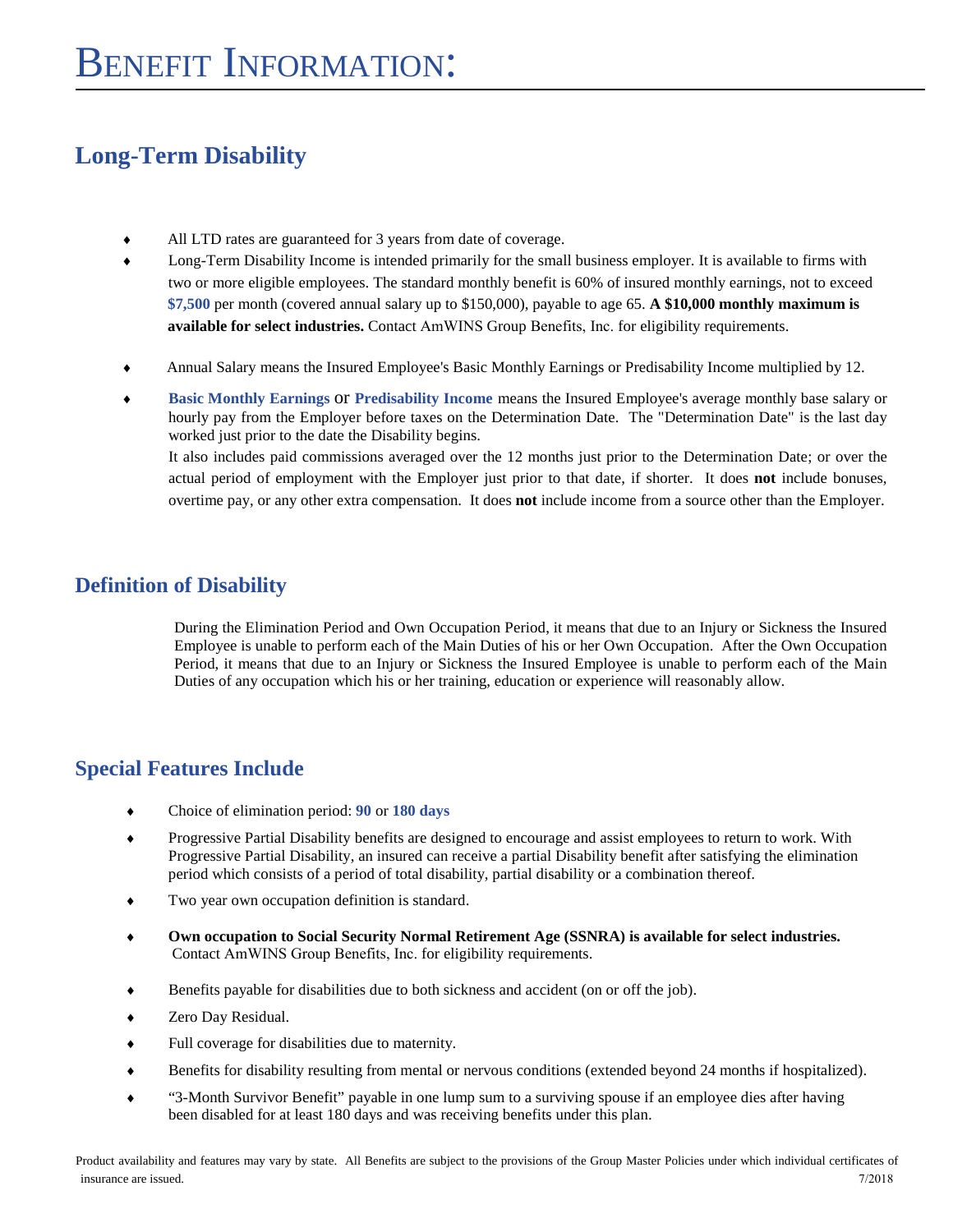# Benefit Information:

## Long-Term Disability

- All LTD rates are guaranteed for 3 years from date of coverage.
- Long-Term Disability Income is intended primarily for the small business employer. It is available to firms with two or more eligible employees. The standard monthly benefit is 60% of insured monthly earnings, not to exceed **$7,500** per month (covered annual salary up to $150,000), payable to age 65. **A $10,000 monthly maximum is available for select industries.** Contact AmWINS Group Benefits, Inc. for eligibility requirements.
- Annual Salary means the Insured Employee's Basic Monthly Earnings or Predisability Income multiplied by 12.
- **Basic Monthly Earnings** or **Predisability Income** means the Insured Employee's average monthly base salary or hourly pay from the Employer before taxes on the Determination Date. The "Determination Date" is the last day worked just prior to the date the Disability begins.
  It also includes paid commissions averaged over the 12 months just prior to the Determination Date; or over the actual period of employment with the Employer just prior to that date, if shorter. It does **not** include bonuses, overtime pay, or any other extra compensation. It does **not** include income from a source other than the Employer.

## Definition of Disability

During the Elimination Period and Own Occupation Period, it means that due to an Injury or Sickness the Insured Employee is unable to perform each of the Main Duties of his or her Own Occupation. After the Own Occupation Period, it means that due to an Injury or Sickness the Insured Employee is unable to perform each of the Main Duties of any occupation which his or her training, education or experience will reasonably allow.

## Special Features Include

- Choice of elimination period: **90** or **180 days**
- Progressive Partial Disability benefits are designed to encourage and assist employees to return to work. With Progressive Partial Disability, an insured can receive a partial Disability benefit after satisfying the elimination period which consists of a period of total disability, partial disability or a combination thereof.
- Two year own occupation definition is standard.
- **Own occupation to Social Security Normal Retirement Age (SSNRA) is available for select industries.** Contact AmWINS Group Benefits, Inc. for eligibility requirements.
- Benefits payable for disabilities due to both sickness and accident (on or off the job).
- Zero Day Residual.
- Full coverage for disabilities due to maternity.
- Benefits for disability resulting from mental or nervous conditions (extended beyond 24 months if hospitalized).
- "3-Month Survivor Benefit" payable in one lump sum to a surviving spouse if an employee dies after having been disabled for at least 180 days and was receiving benefits under this plan.

Product availability and features may vary by state. All Benefits are subject to the provisions of the Group Master Policies under which individual certificates of insurance are issued. 7/2018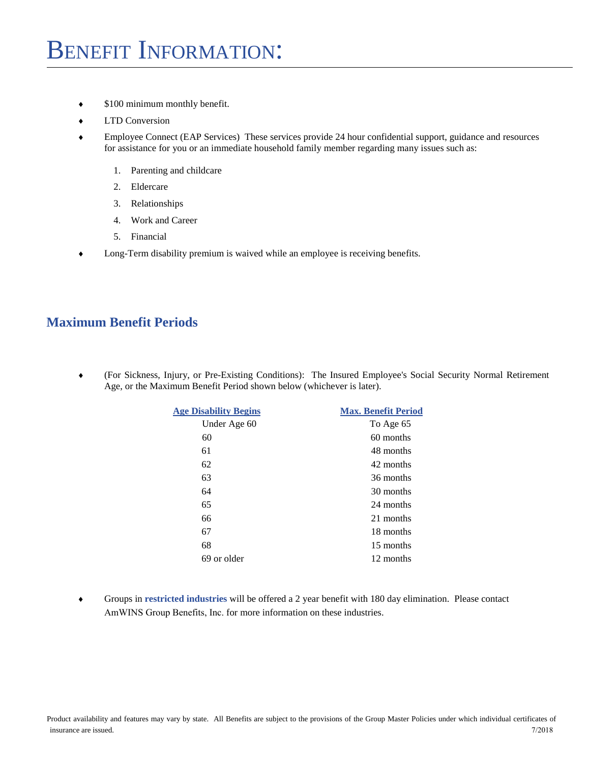# Benefit Information:

- $100 minimum monthly benefit.
- LTD Conversion
- Employee Connect (EAP Services) These services provide 24 hour confidential support, guidance and resources for assistance for you or an immediate household family member regarding many issues such as:
  1. Parenting and childcare
  2. Eldercare
  3. Relationships
  4. Work and Career
  5. Financial
- Long-Term disability premium is waived while an employee is receiving benefits.

## Maximum Benefit Periods

- (For Sickness, Injury, or Pre-Existing Conditions): The Insured Employee's Social Security Normal Retirement Age, or the Maximum Benefit Period shown below (whichever is later).

| Age Disability Begins | Max. Benefit Period |
|---|---|
| Under Age 60 | To Age 65 |
| 60 | 60 months |
| 61 | 48 months |
| 62 | 42 months |
| 63 | 36 months |
| 64 | 30 months |
| 65 | 24 months |
| 66 | 21 months |
| 67 | 18 months |
| 68 | 15 months |
| 69 or older | 12 months |

- Groups in **restricted industries** will be offered a 2 year benefit with 180 day elimination. Please contact AmWINS Group Benefits, Inc. for more information on these industries.

Product availability and features may vary by state. All Benefits are subject to the provisions of the Group Master Policies under which individual certificates of insurance are issued. 7/2018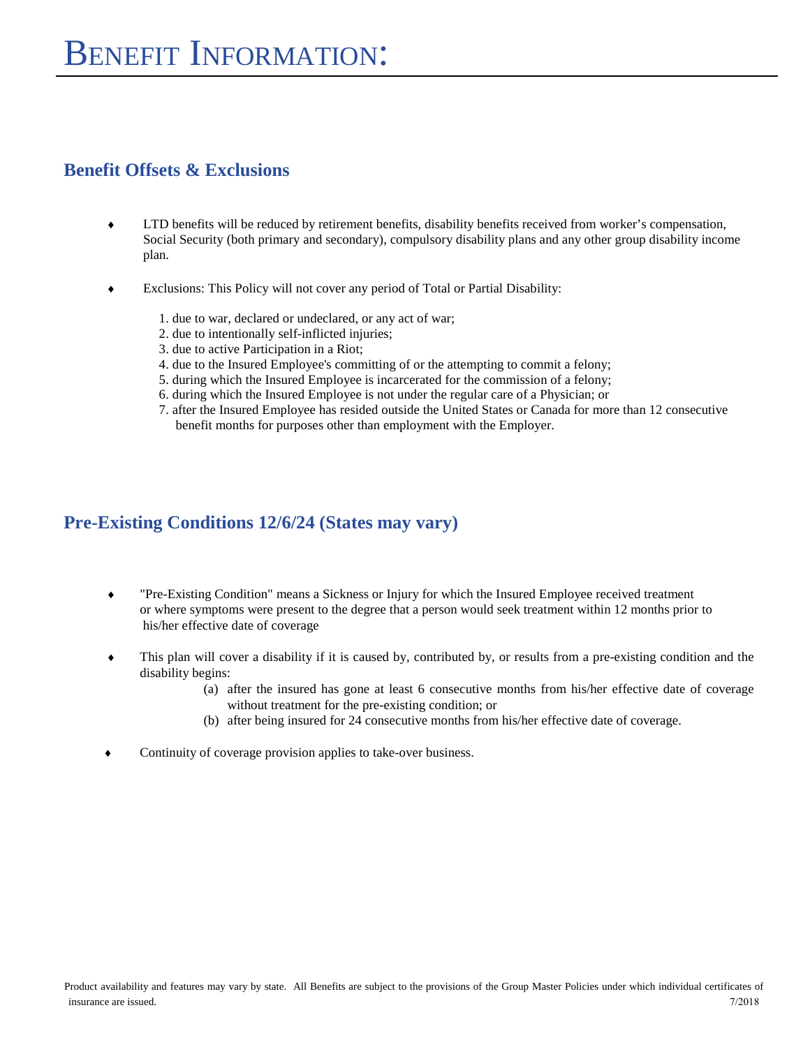# Benefit Information:

## Benefit Offsets & Exclusions

- LTD benefits will be reduced by retirement benefits, disability benefits received from worker's compensation, Social Security (both primary and secondary), compulsory disability plans and any other group disability income plan.

- Exclusions: This Policy will not cover any period of Total or Partial Disability:

  1. due to war, declared or undeclared, or any act of war;
  2. due to intentionally self-inflicted injuries;
  3. due to active Participation in a Riot;
  4. due to the Insured Employee's committing of or the attempting to commit a felony;
  5. during which the Insured Employee is incarcerated for the commission of a felony;
  6. during which the Insured Employee is not under the regular care of a Physician; or
  7. after the Insured Employee has resided outside the United States or Canada for more than 12 consecutive benefit months for purposes other than employment with the Employer.

## Pre-Existing Conditions 12/6/24 (States may vary)

- "Pre-Existing Condition" means a Sickness or Injury for which the Insured Employee received treatment or where symptoms were present to the degree that a person would seek treatment within 12 months prior to his/her effective date of coverage

- This plan will cover a disability if it is caused by, contributed by, or results from a pre-existing condition and the disability begins:
  - (a) after the insured has gone at least 6 consecutive months from his/her effective date of coverage without treatment for the pre-existing condition; or
  - (b) after being insured for 24 consecutive months from his/her effective date of coverage.

- Continuity of coverage provision applies to take-over business.

Product availability and features may vary by state. All Benefits are subject to the provisions of the Group Master Policies under which individual certificates of insurance are issued. 7/2018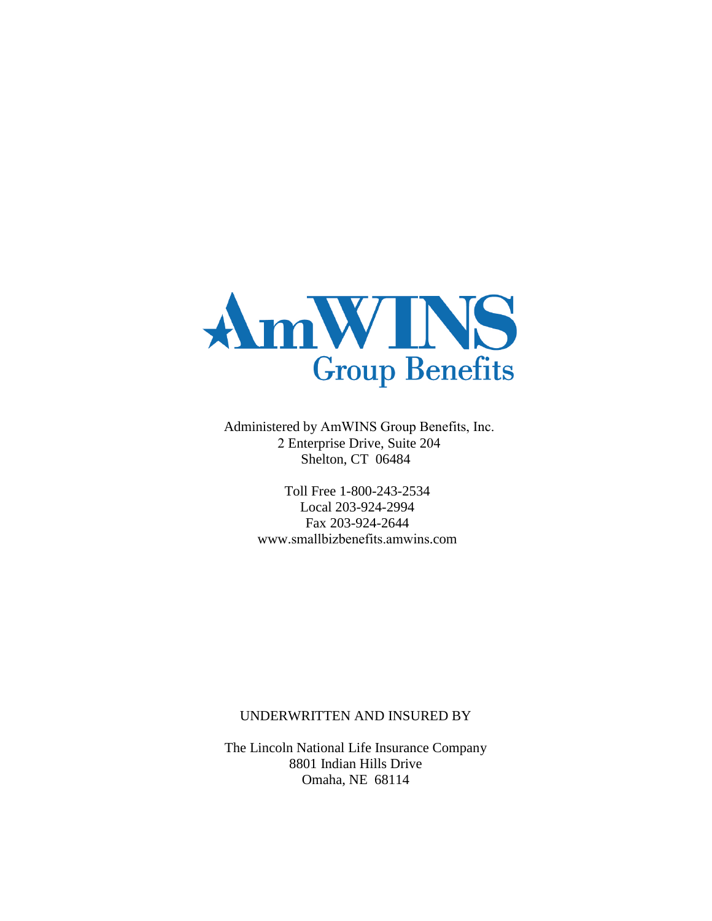AmWINS
Group Benefits

Administered by AmWINS Group Benefits, Inc.
2 Enterprise Drive, Suite 204
Shelton, CT 06484

Toll Free 1-800-243-2534
Local 203-924-2994
Fax 203-924-2644
www.smallbizbenefits.amwins.com

UNDERWRITTEN AND INSURED BY

The Lincoln National Life Insurance Company
8801 Indian Hills Drive
Omaha, NE 68114